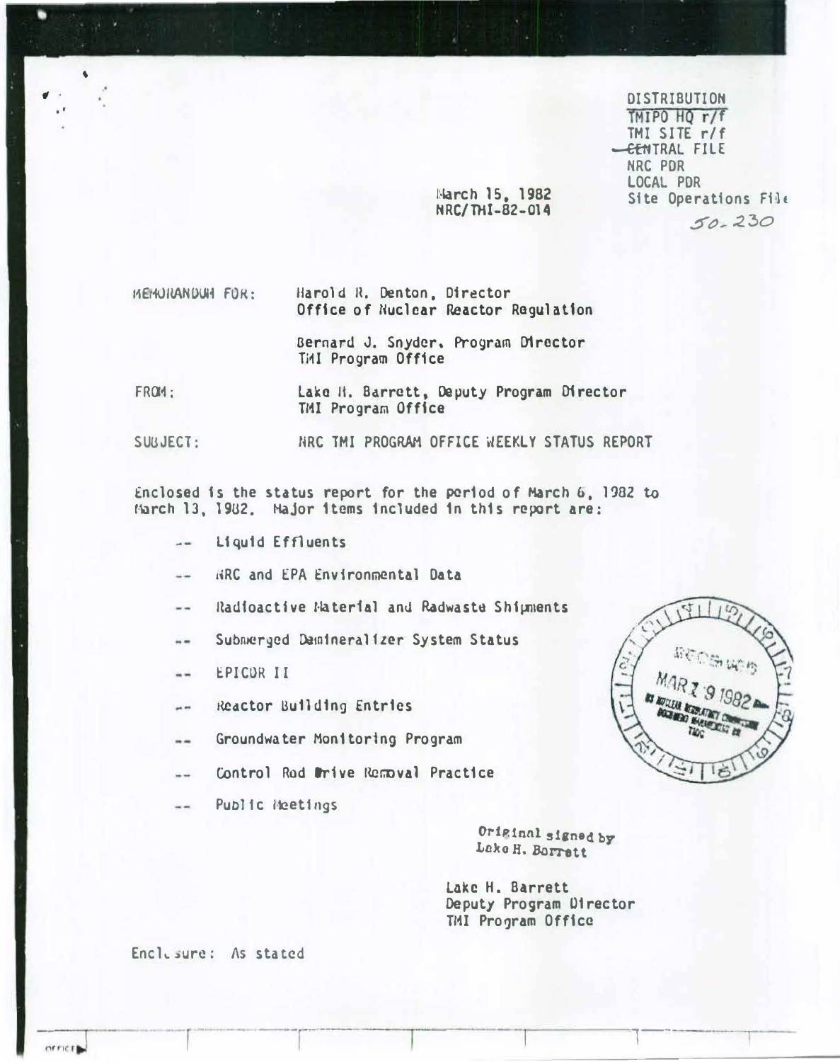DISTRIBUTION
TMIPO HQ r/f
TMI SITE r/f
CENTRAL FILE
NRC PDR
LOCAL PDR
Site Operations File
50-230

March 15, 1982
NRC/TMI-82-014

MEMORANDUM FOR: Harold R. Denton, Director
Office of Nuclear Reactor Regulation

Bernard J. Snyder, Program Director
TMI Program Office

FROM: Lake H. Barrett, Deputy Program Director
TMI Program Office

SUBJECT: NRC TMI PROGRAM OFFICE WEEKLY STATUS REPORT

Enclosed is the status report for the period of March 6, 1982 to March 13, 1982. Major items included in this report are:

-- Liquid Effluents

-- NRC and EPA Environmental Data

-- Radioactive Material and Radwaste Shipments

-- Submerged Demineralizer System Status

-- EPICOR II

-- Reactor Building Entries

-- Groundwater Monitoring Program

-- Control Rod Drive Removal Practice

-- Public Meetings

Original signed by
Lake H. Barrett

Lake H. Barrett
Deputy Program Director
TMI Program Office

Enclosure: As stated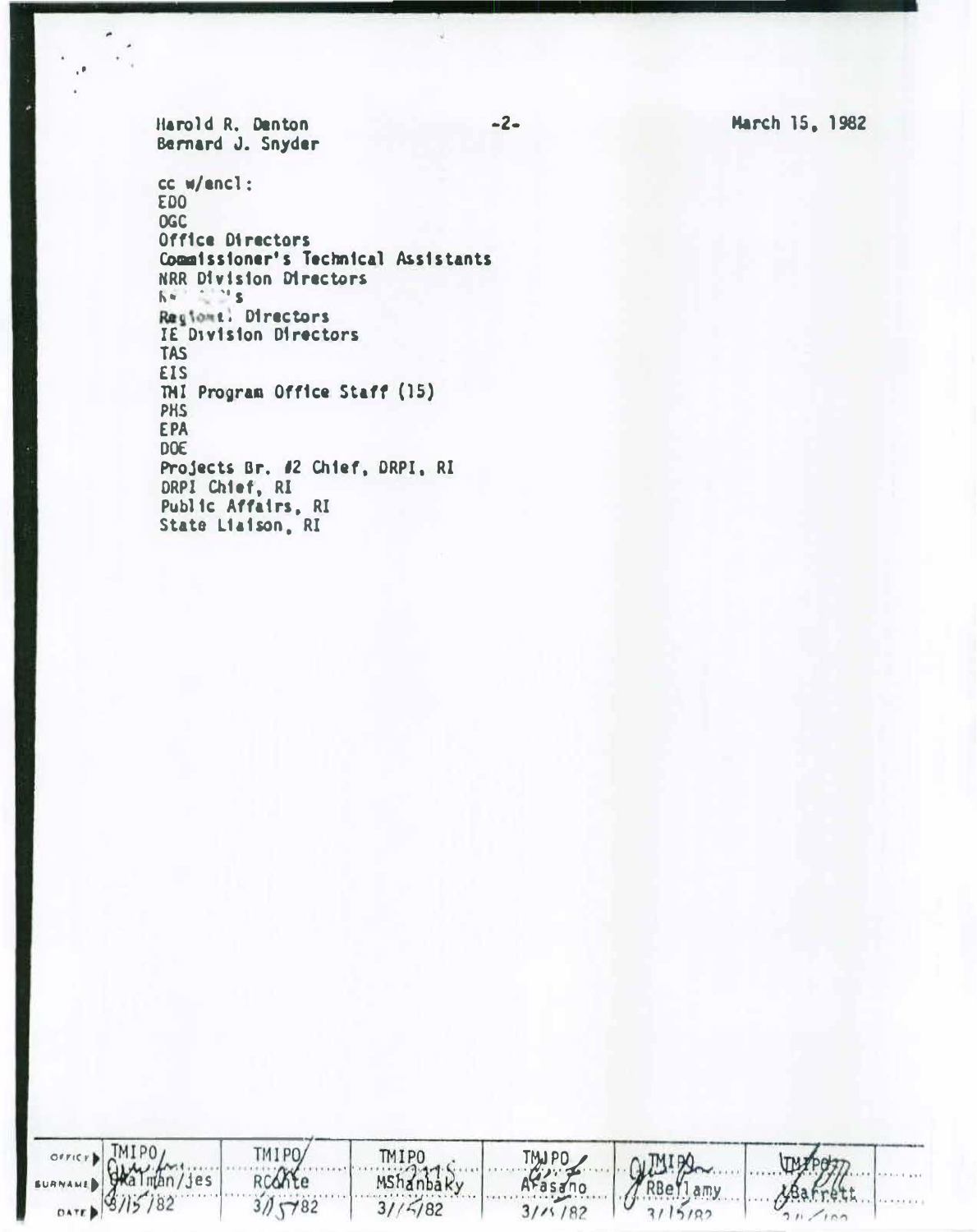Harold R. Denton
Bernard J. Snyder

March 15, 1982

cc w/encl:
EDO
OGC
Office Directors
Commissioner's Technical Assistants
NRR Division Directors
R... ...'s
Regional Directors
IE Division Directors
TAS
EIS
TMI Program Office Staff (15)
PHS
EPA
DOE
Projects Br. #2 Chief, DRPI, RI
DRPI Chief, RI
Public Affairs, RI
State Liaison, RI

| OFFICE | TMIPO | TMIPO | TMIPO | TMIPO | TMIPO | TMIPO | |
|---|---|---|---|---|---|---|---|
| SURNAME | GKalman/jes | RConte | MShanbaky | AFasano | RBellamy | LBarrett | |
| DATE | 3/15/82 | 3/15/82 | 3/15/82 | 3/15/82 | 3/15/82 | 3/ /82 | |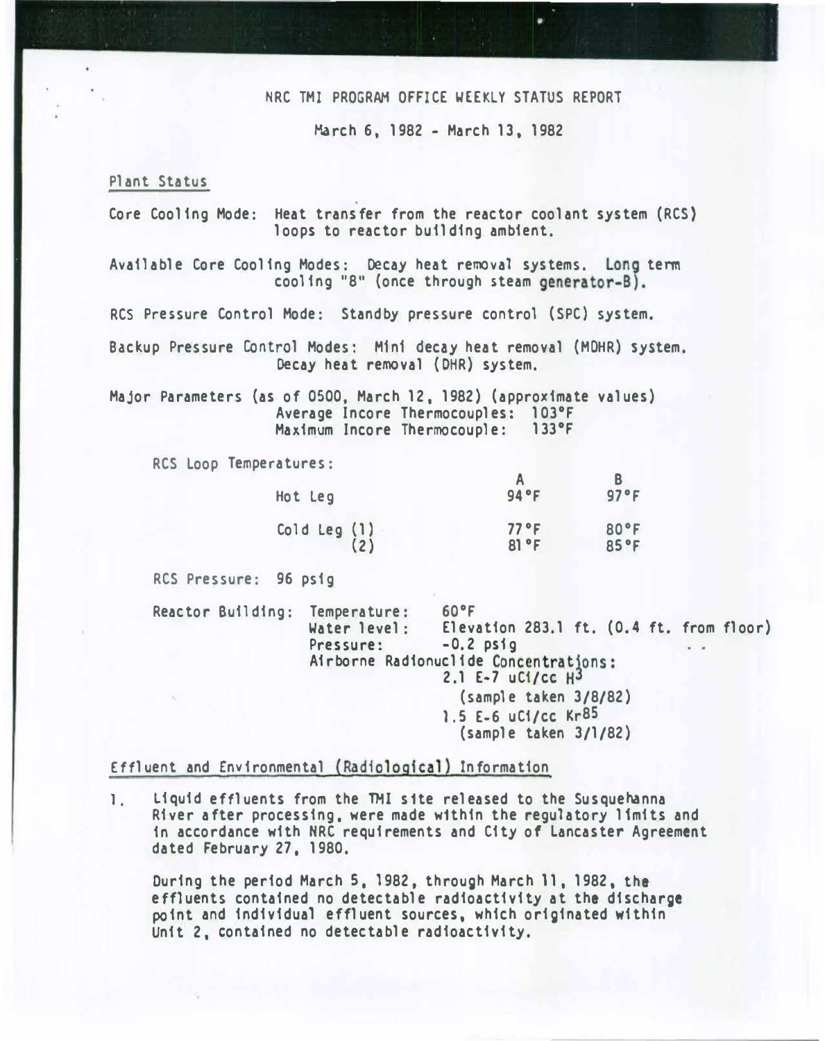# NRC TMI PROGRAM OFFICE WEEKLY STATUS REPORT

March 6, 1982 - March 13, 1982

## Plant Status

Core Cooling Mode: Heat transfer from the reactor coolant system (RCS) loops to reactor building ambient.

Available Core Cooling Modes: Decay heat removal systems. Long term cooling "B" (once through steam generator-B).

RCS Pressure Control Mode: Standby pressure control (SPC) system.

Backup Pressure Control Modes: Mini decay heat removal (MDHR) system. Decay heat removal (DHR) system.

Major Parameters (as of 0500, March 12, 1982) (approximate values)
Average Incore Thermocouples: 103°F
Maximum Incore Thermocouple: 133°F

RCS Loop Temperatures:

| | A | B |
|---|---|---|
| Hot Leg | 94°F | 97°F |
| Cold Leg (1) | 77°F | 80°F |
| (2) | 81°F | 85°F |

RCS Pressure: 96 psig

Reactor Building:
Temperature: 60°F
Water level: Elevation 283.1 ft. (0.4 ft. from floor)
Pressure: -0.2 psig
Airborne Radionuclide Concentrations:
2.1 E-7 uCi/cc $H^3$
(sample taken 3/8/82)
1.5 E-6 uCi/cc $Kr^{85}$
(sample taken 3/1/82)

## Effluent and Environmental (Radiological) Information

1. Liquid effluents from the TMI site released to the Susquehanna River after processing, were made within the regulatory limits and in accordance with NRC requirements and City of Lancaster Agreement dated February 27, 1980.

   During the period March 5, 1982, through March 11, 1982, the effluents contained no detectable radioactivity at the discharge point and individual effluent sources, which originated within Unit 2, contained no detectable radioactivity.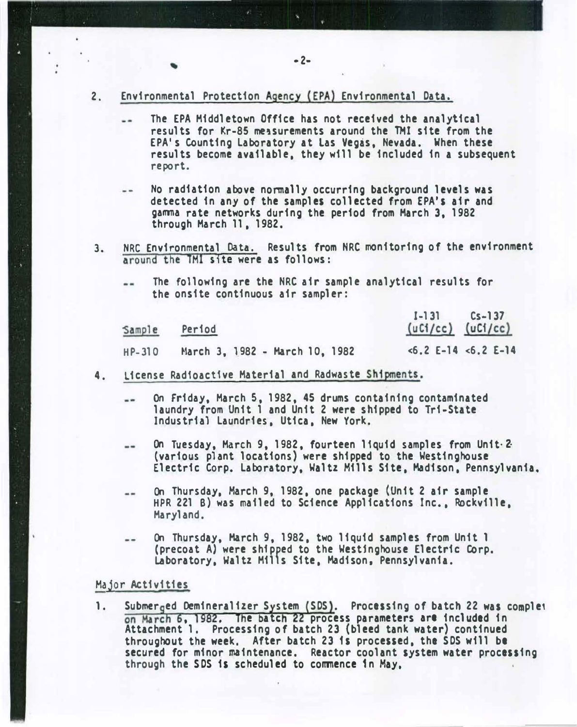2. Environmental Protection Agency (EPA) Environmental Data.

-- The EPA Middletown Office has not received the analytical results for Kr-85 measurements around the TMI site from the EPA's Counting Laboratory at Las Vegas, Nevada. When these results become available, they will be included in a subsequent report.

-- No radiation above normally occurring background levels was detected in any of the samples collected from EPA's air and gamma rate networks during the period from March 3, 1982 through March 11, 1982.

3. NRC Environmental Data. Results from NRC monitoring of the environment around the TMI site were as follows:

-- The following are the NRC air sample analytical results for the onsite continuous air sampler:

| Sample | Period | I-131 (uCi/cc) | Cs-137 (uCi/cc) |
|---|---|---|---|
| HP-310 | March 3, 1982 - March 10, 1982 | <6.2 E-14 | <6.2 E-14 |

4. License Radioactive Material and Radwaste Shipments.

-- On Friday, March 5, 1982, 45 drums containing contaminated laundry from Unit 1 and Unit 2 were shipped to Tri-State Industrial Laundries, Utica, New York.

-- On Tuesday, March 9, 1982, fourteen liquid samples from Unit 2 (various plant locations) were shipped to the Westinghouse Electric Corp. Laboratory, Waltz Mills Site, Madison, Pennsylvania.

-- On Thursday, March 9, 1982, one package (Unit 2 air sample HPR 221 B) was mailed to Science Applications Inc., Rockville, Maryland.

-- On Thursday, March 9, 1982, two liquid samples from Unit 1 (precoat A) were shipped to the Westinghouse Electric Corp. Laboratory, Waltz Mills Site, Madison, Pennsylvania.

## Major Activities

1. Submerged Demineralizer System (SDS). Processing of batch 22 was complet on March 6, 1982. The batch 22 process parameters are included in Attachment 1. Processing of batch 23 (bleed tank water) continued throughout the week. After batch 23 is processed, the SDS will be secured for minor maintenance. Reactor coolant system water processing through the SDS is scheduled to commence in May.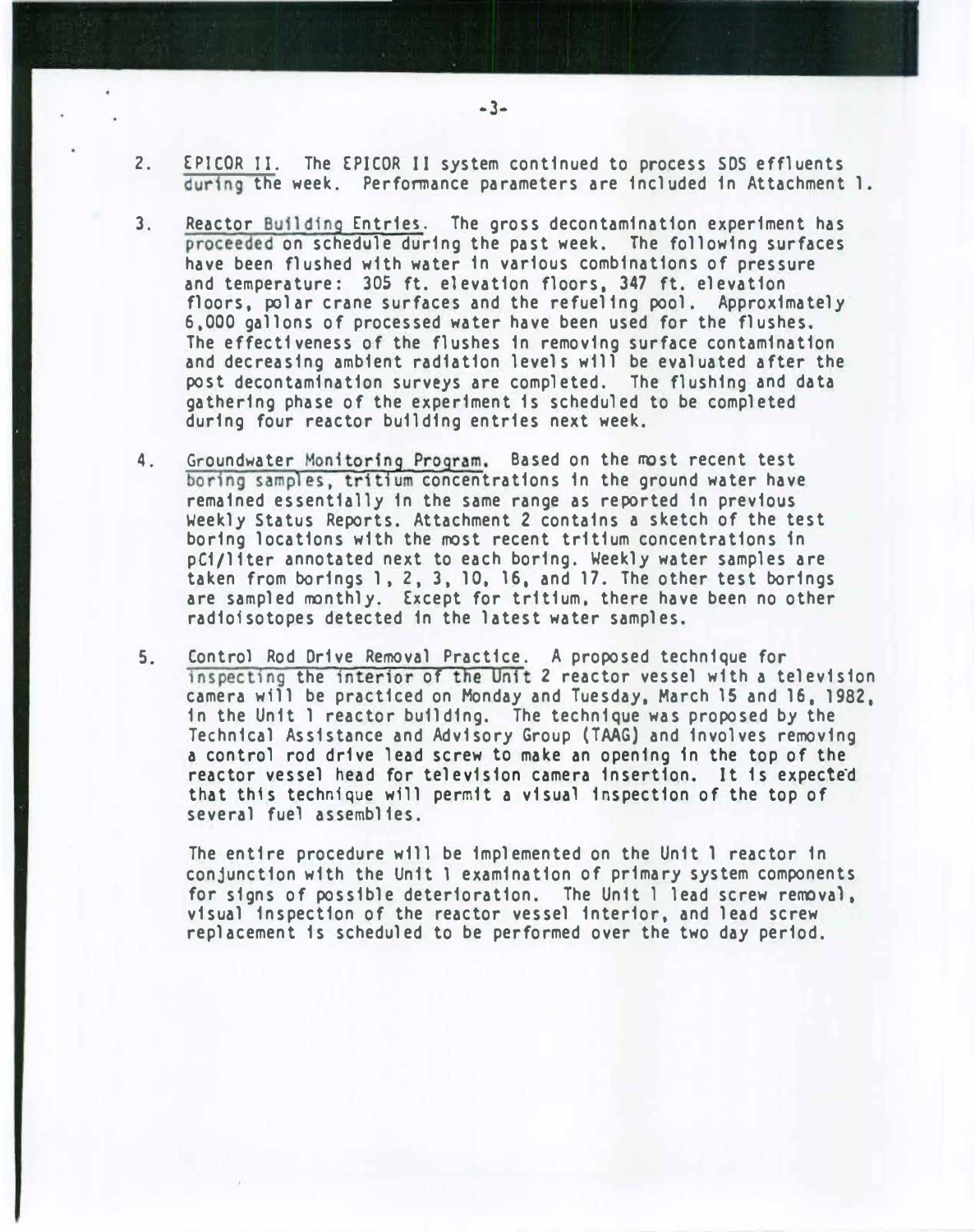2. EPICOR II. The EPICOR II system continued to process SDS effluents during the week. Performance parameters are included in Attachment 1.

3. Reactor Building Entries. The gross decontamination experiment has proceeded on schedule during the past week. The following surfaces have been flushed with water in various combinations of pressure and temperature: 305 ft. elevation floors, 347 ft. elevation floors, polar crane surfaces and the refueling pool. Approximately 6,000 gallons of processed water have been used for the flushes. The effectiveness of the flushes in removing surface contamination and decreasing ambient radiation levels will be evaluated after the post decontamination surveys are completed. The flushing and data gathering phase of the experiment is scheduled to be completed during four reactor building entries next week.

4. Groundwater Monitoring Program. Based on the most recent test boring samples, tritium concentrations in the ground water have remained essentially in the same range as reported in previous Weekly Status Reports. Attachment 2 contains a sketch of the test boring locations with the most recent tritium concentrations in pCi/liter annotated next to each boring. Weekly water samples are taken from borings 1, 2, 3, 10, 16, and 17. The other test borings are sampled monthly. Except for tritium, there have been no other radioisotopes detected in the latest water samples.

5. Control Rod Drive Removal Practice. A proposed technique for inspecting the interior of the Unit 2 reactor vessel with a television camera will be practiced on Monday and Tuesday, March 15 and 16, 1982, in the Unit 1 reactor building. The technique was proposed by the Technical Assistance and Advisory Group (TAAG) and involves removing a control rod drive lead screw to make an opening in the top of the reactor vessel head for television camera insertion. It is expected that this technique will permit a visual inspection of the top of several fuel assemblies.

   The entire procedure will be implemented on the Unit 1 reactor in conjunction with the Unit 1 examination of primary system components for signs of possible deterioration. The Unit 1 lead screw removal, visual inspection of the reactor vessel interior, and lead screw replacement is scheduled to be performed over the two day period.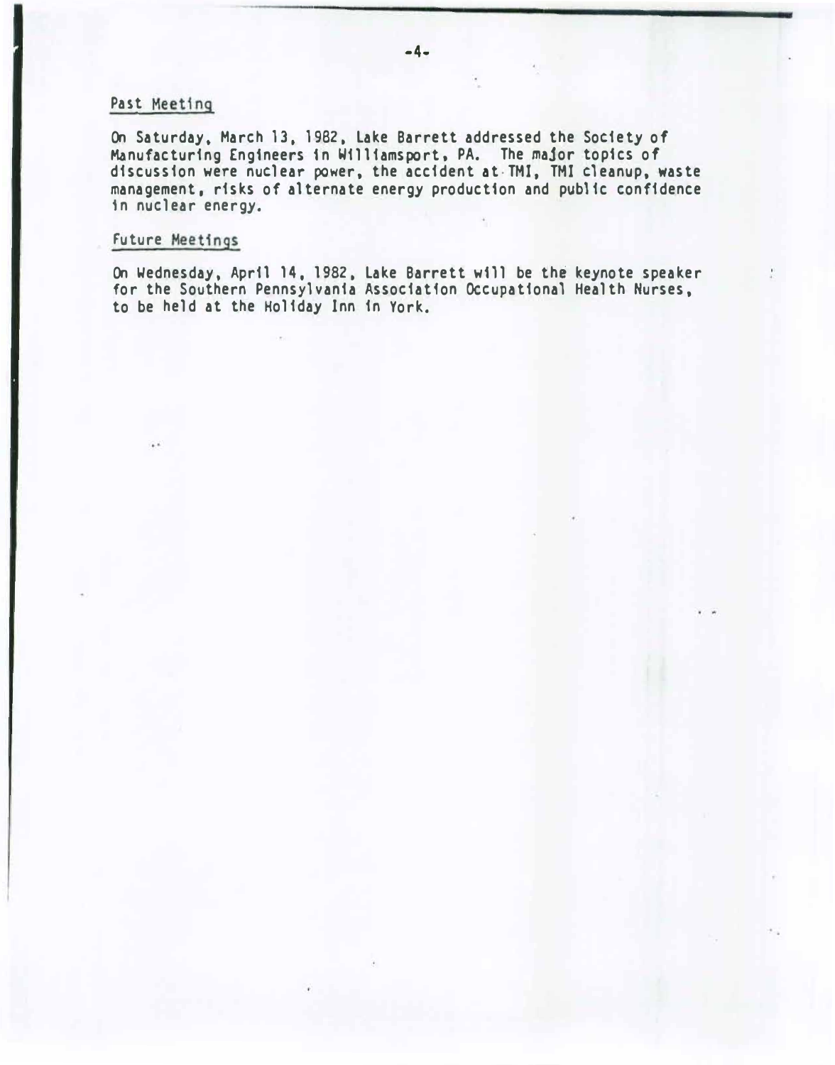## Past Meeting

On Saturday, March 13, 1982, Lake Barrett addressed the Society of Manufacturing Engineers in Williamsport, PA. The major topics of discussion were nuclear power, the accident at TMI, TMI cleanup, waste management, risks of alternate energy production and public confidence in nuclear energy.

## Future Meetings

On Wednesday, April 14, 1982, Lake Barrett will be the keynote speaker for the Southern Pennsylvania Association Occupational Health Nurses, to be held at the Holiday Inn in York.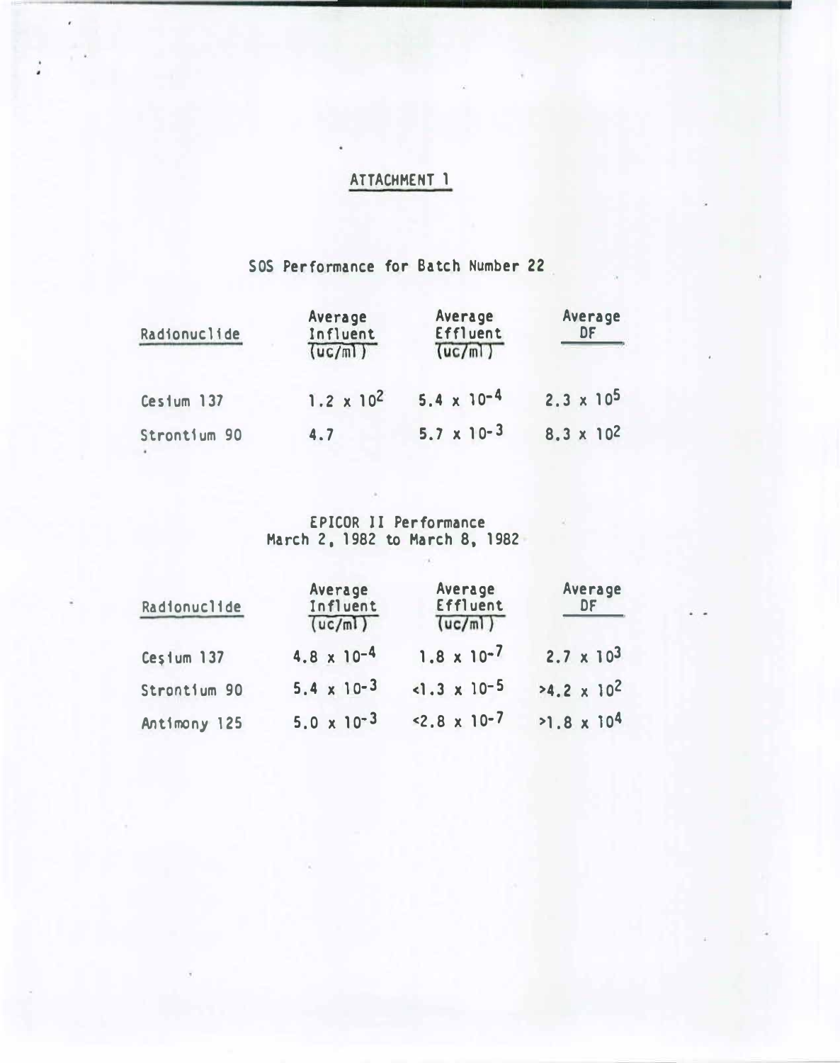# ATTACHMENT 1

## SOS Performance for Batch Number 22

| Radionuclide | Average Influent (uc/ml) | Average Effluent (uc/ml) | Average DF |
|---|---|---|---|
| Cesium 137 | $1.2 \times 10^{2}$ | $5.4 \times 10^{-4}$ | $2.3 \times 10^{5}$ |
| Strontium 90 | 4.7 | $5.7 \times 10^{-3}$ | $8.3 \times 10^{2}$ |

## EPICOR II Performance
## March 2, 1982 to March 8, 1982

| Radionuclide | Average Influent (uc/ml) | Average Effluent (uc/ml) | Average DF |
|---|---|---|---|
| Cesium 137 | $4.8 \times 10^{-4}$ | $1.8 \times 10^{-7}$ | $2.7 \times 10^{3}$ |
| Strontium 90 | $5.4 \times 10^{-3}$ | $<1.3 \times 10^{-5}$ | $>4.2 \times 10^{2}$ |
| Antimony 125 | $5.0 \times 10^{-3}$ | $<2.8 \times 10^{-7}$ | $>1.8 \times 10^{4}$ |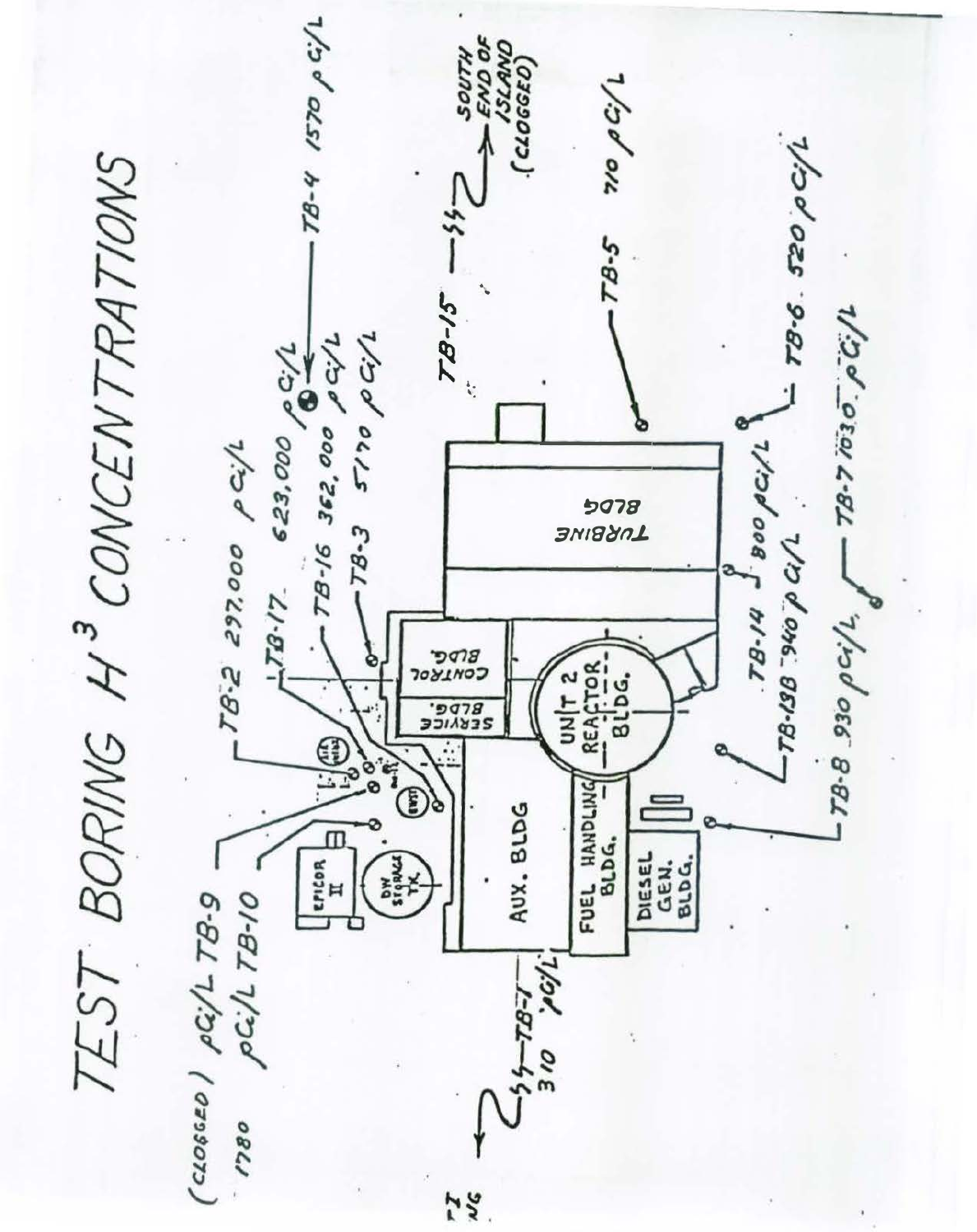# TEST BORING $H^3$ CONCENTRATIONS

TB-2 297,000 pCi/L

TB-17 623,000 pCi/L

TB-16 362,000 pCi/L

TB-3 5170 pCi/L

TB-4 1570 pCi/L

TB-15

SOUTH END OF ISLAND (CLOGGED)

TB-5 710 pCi/L

TB-6 520 pCi/L

TB-7 1030 pCi/L

TB-14 800 pCi/L

TB-13B 940 pCi/L

TB-8 930 pCi/L

TB-1 310 pCi/L

(CLOGGED) pCi/L TB-9

1780 pCi/L TB-10

TURBINE BLDG

CONTROL BLDG.

SERVICE BLDG.

UNIT 2 REACTOR BLDG.

AUX. BLDG

FUEL HANDLING BLDG.

DIESEL GEN. BLDG.

EPICOR II

DW STORAGE TK.

BWST